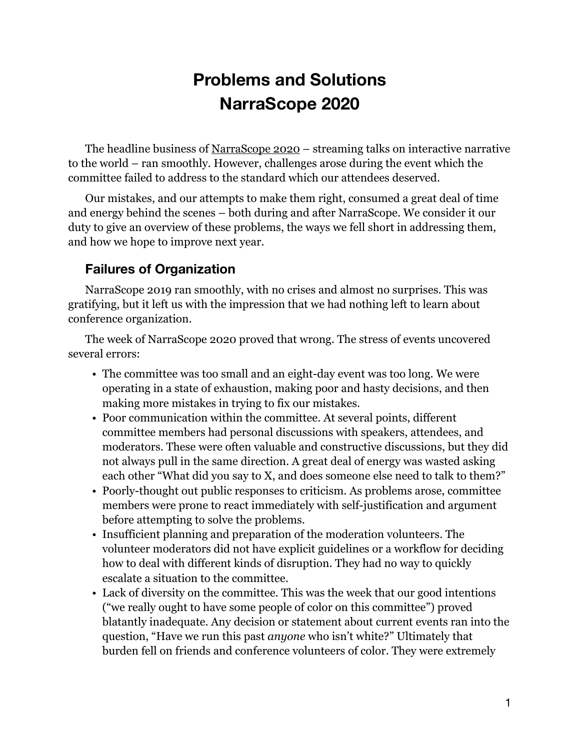# Problems and Solutions
# NarraScope 2020

The headline business of NarraScope 2020 – streaming talks on interactive narrative to the world – ran smoothly. However, challenges arose during the event which the committee failed to address to the standard which our attendees deserved.

Our mistakes, and our attempts to make them right, consumed a great deal of time and energy behind the scenes – both during and after NarraScope. We consider it our duty to give an overview of these problems, the ways we fell short in addressing them, and how we hope to improve next year.

## Failures of Organization

NarraScope 2019 ran smoothly, with no crises and almost no surprises. This was gratifying, but it left us with the impression that we had nothing left to learn about conference organization.

The week of NarraScope 2020 proved that wrong. The stress of events uncovered several errors:

- The committee was too small and an eight-day event was too long. We were operating in a state of exhaustion, making poor and hasty decisions, and then making more mistakes in trying to fix our mistakes.
- Poor communication within the committee. At several points, different committee members had personal discussions with speakers, attendees, and moderators. These were often valuable and constructive discussions, but they did not always pull in the same direction. A great deal of energy was wasted asking each other "What did you say to X, and does someone else need to talk to them?"
- Poorly-thought out public responses to criticism. As problems arose, committee members were prone to react immediately with self-justification and argument before attempting to solve the problems.
- Insufficient planning and preparation of the moderation volunteers. The volunteer moderators did not have explicit guidelines or a workflow for deciding how to deal with different kinds of disruption. They had no way to quickly escalate a situation to the committee.
- Lack of diversity on the committee. This was the week that our good intentions ("we really ought to have some people of color on this committee") proved blatantly inadequate. Any decision or statement about current events ran into the question, "Have we run this past *anyone* who isn't white?" Ultimately that burden fell on friends and conference volunteers of color. They were extremely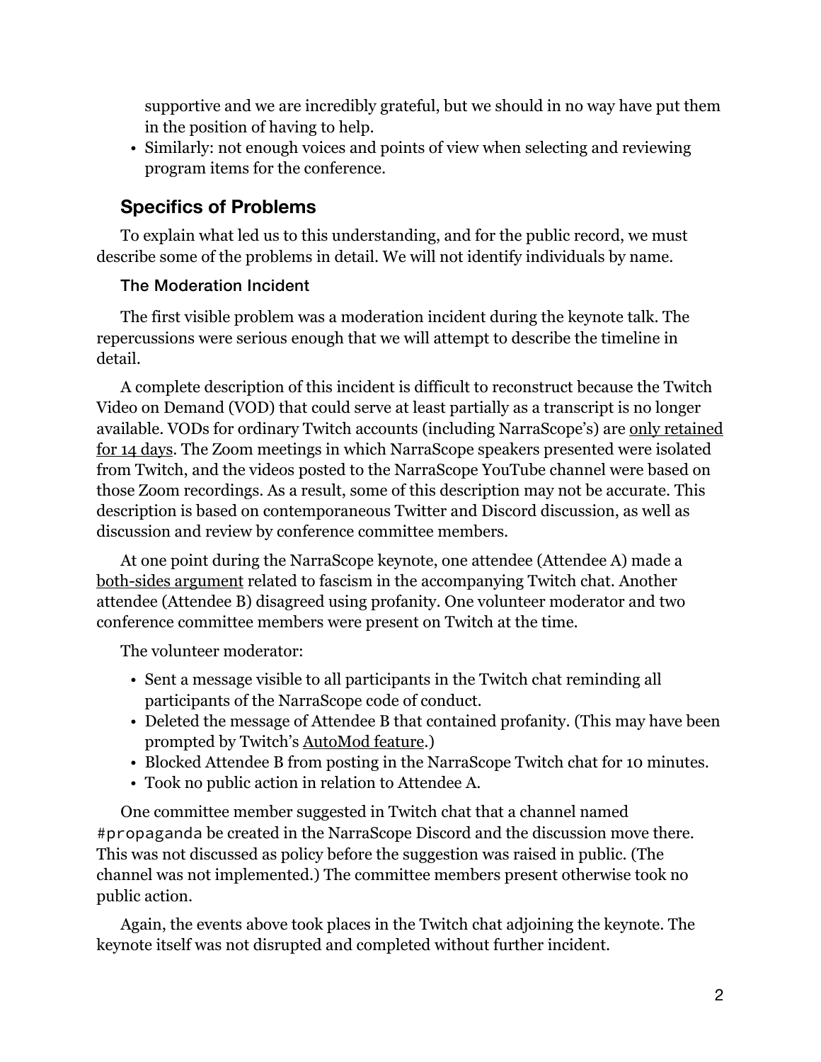supportive and we are incredibly grateful, but we should in no way have put them in the position of having to help.

- Similarly: not enough voices and points of view when selecting and reviewing program items for the conference.

## Specifics of Problems

To explain what led us to this understanding, and for the public record, we must describe some of the problems in detail. We will not identify individuals by name.

### The Moderation Incident

The first visible problem was a moderation incident during the keynote talk. The repercussions were serious enough that we will attempt to describe the timeline in detail.

A complete description of this incident is difficult to reconstruct because the Twitch Video on Demand (VOD) that could serve at least partially as a transcript is no longer available. VODs for ordinary Twitch accounts (including NarraScope's) are only retained for 14 days. The Zoom meetings in which NarraScope speakers presented were isolated from Twitch, and the videos posted to the NarraScope YouTube channel were based on those Zoom recordings. As a result, some of this description may not be accurate. This description is based on contemporaneous Twitter and Discord discussion, as well as discussion and review by conference committee members.

At one point during the NarraScope keynote, one attendee (Attendee A) made a both-sides argument related to fascism in the accompanying Twitch chat. Another attendee (Attendee B) disagreed using profanity. One volunteer moderator and two conference committee members were present on Twitch at the time.

The volunteer moderator:

- Sent a message visible to all participants in the Twitch chat reminding all participants of the NarraScope code of conduct.
- Deleted the message of Attendee B that contained profanity. (This may have been prompted by Twitch's AutoMod feature.)
- Blocked Attendee B from posting in the NarraScope Twitch chat for 10 minutes.
- Took no public action in relation to Attendee A.

One committee member suggested in Twitch chat that a channel named `#propaganda` be created in the NarraScope Discord and the discussion move there. This was not discussed as policy before the suggestion was raised in public. (The channel was not implemented.) The committee members present otherwise took no public action.

Again, the events above took places in the Twitch chat adjoining the keynote. The keynote itself was not disrupted and completed without further incident.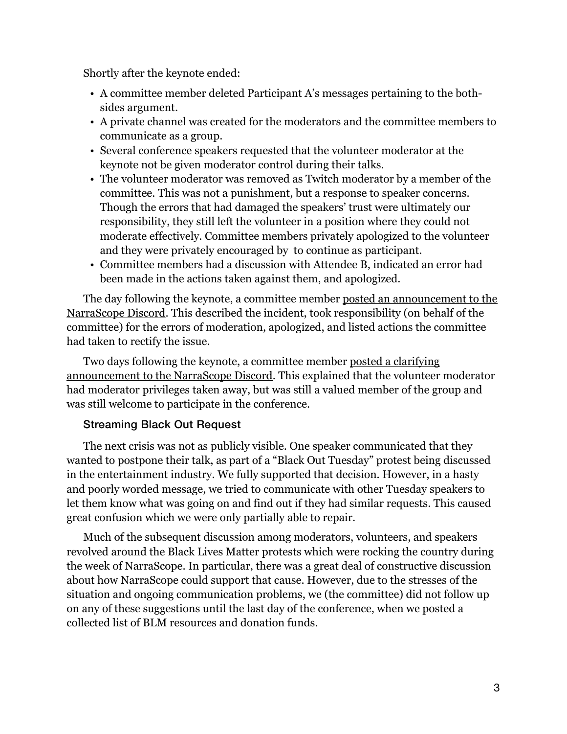Shortly after the keynote ended:

- A committee member deleted Participant A's messages pertaining to the both-sides argument.
- A private channel was created for the moderators and the committee members to communicate as a group.
- Several conference speakers requested that the volunteer moderator at the keynote not be given moderator control during their talks.
- The volunteer moderator was removed as Twitch moderator by a member of the committee. This was not a punishment, but a response to speaker concerns. Though the errors that had damaged the speakers' trust were ultimately our responsibility, they still left the volunteer in a position where they could not moderate effectively. Committee members privately apologized to the volunteer and they were privately encouraged by  to continue as participant.
- Committee members had a discussion with Attendee B, indicated an error had been made in the actions taken against them, and apologized.

The day following the keynote, a committee member posted an announcement to the NarraScope Discord. This described the incident, took responsibility (on behalf of the committee) for the errors of moderation, apologized, and listed actions the committee had taken to rectify the issue.

Two days following the keynote, a committee member posted a clarifying announcement to the NarraScope Discord. This explained that the volunteer moderator had moderator privileges taken away, but was still a valued member of the group and was still welcome to participate in the conference.

### Streaming Black Out Request

The next crisis was not as publicly visible. One speaker communicated that they wanted to postpone their talk, as part of a "Black Out Tuesday" protest being discussed in the entertainment industry. We fully supported that decision. However, in a hasty and poorly worded message, we tried to communicate with other Tuesday speakers to let them know what was going on and find out if they had similar requests. This caused great confusion which we were only partially able to repair.

Much of the subsequent discussion among moderators, volunteers, and speakers revolved around the Black Lives Matter protests which were rocking the country during the week of NarraScope. In particular, there was a great deal of constructive discussion about how NarraScope could support that cause. However, due to the stresses of the situation and ongoing communication problems, we (the committee) did not follow up on any of these suggestions until the last day of the conference, when we posted a collected list of BLM resources and donation funds.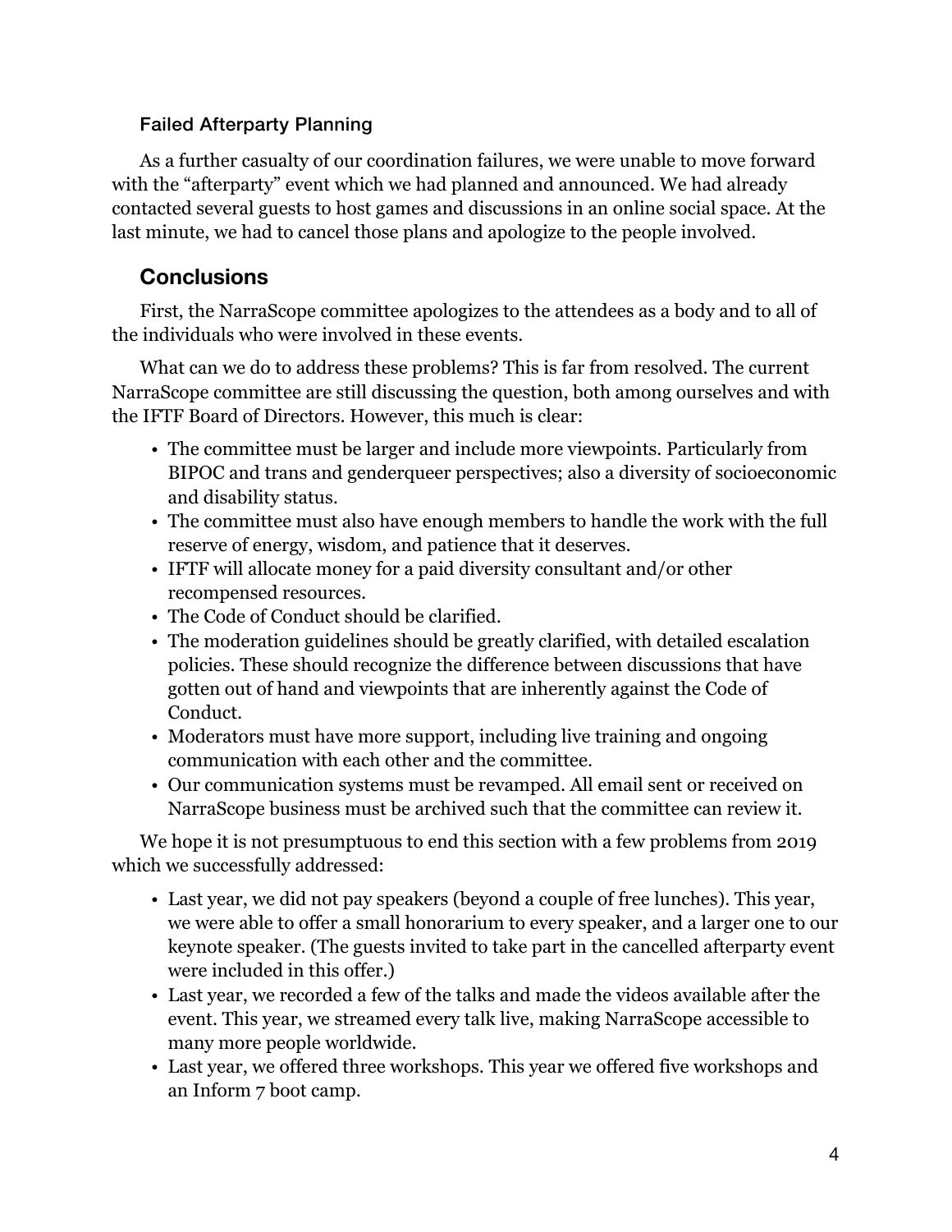### Failed Afterparty Planning

As a further casualty of our coordination failures, we were unable to move forward with the "afterparty" event which we had planned and announced. We had already contacted several guests to host games and discussions in an online social space. At the last minute, we had to cancel those plans and apologize to the people involved.

## Conclusions

First, the NarraScope committee apologizes to the attendees as a body and to all of the individuals who were involved in these events.

What can we do to address these problems? This is far from resolved. The current NarraScope committee are still discussing the question, both among ourselves and with the IFTF Board of Directors. However, this much is clear:

- The committee must be larger and include more viewpoints. Particularly from BIPOC and trans and genderqueer perspectives; also a diversity of socioeconomic and disability status.
- The committee must also have enough members to handle the work with the full reserve of energy, wisdom, and patience that it deserves.
- IFTF will allocate money for a paid diversity consultant and/or other recompensed resources.
- The Code of Conduct should be clarified.
- The moderation guidelines should be greatly clarified, with detailed escalation policies. These should recognize the difference between discussions that have gotten out of hand and viewpoints that are inherently against the Code of Conduct.
- Moderators must have more support, including live training and ongoing communication with each other and the committee.
- Our communication systems must be revamped. All email sent or received on NarraScope business must be archived such that the committee can review it.

We hope it is not presumptuous to end this section with a few problems from 2019 which we successfully addressed:

- Last year, we did not pay speakers (beyond a couple of free lunches). This year, we were able to offer a small honorarium to every speaker, and a larger one to our keynote speaker. (The guests invited to take part in the cancelled afterparty event were included in this offer.)
- Last year, we recorded a few of the talks and made the videos available after the event. This year, we streamed every talk live, making NarraScope accessible to many more people worldwide.
- Last year, we offered three workshops. This year we offered five workshops and an Inform 7 boot camp.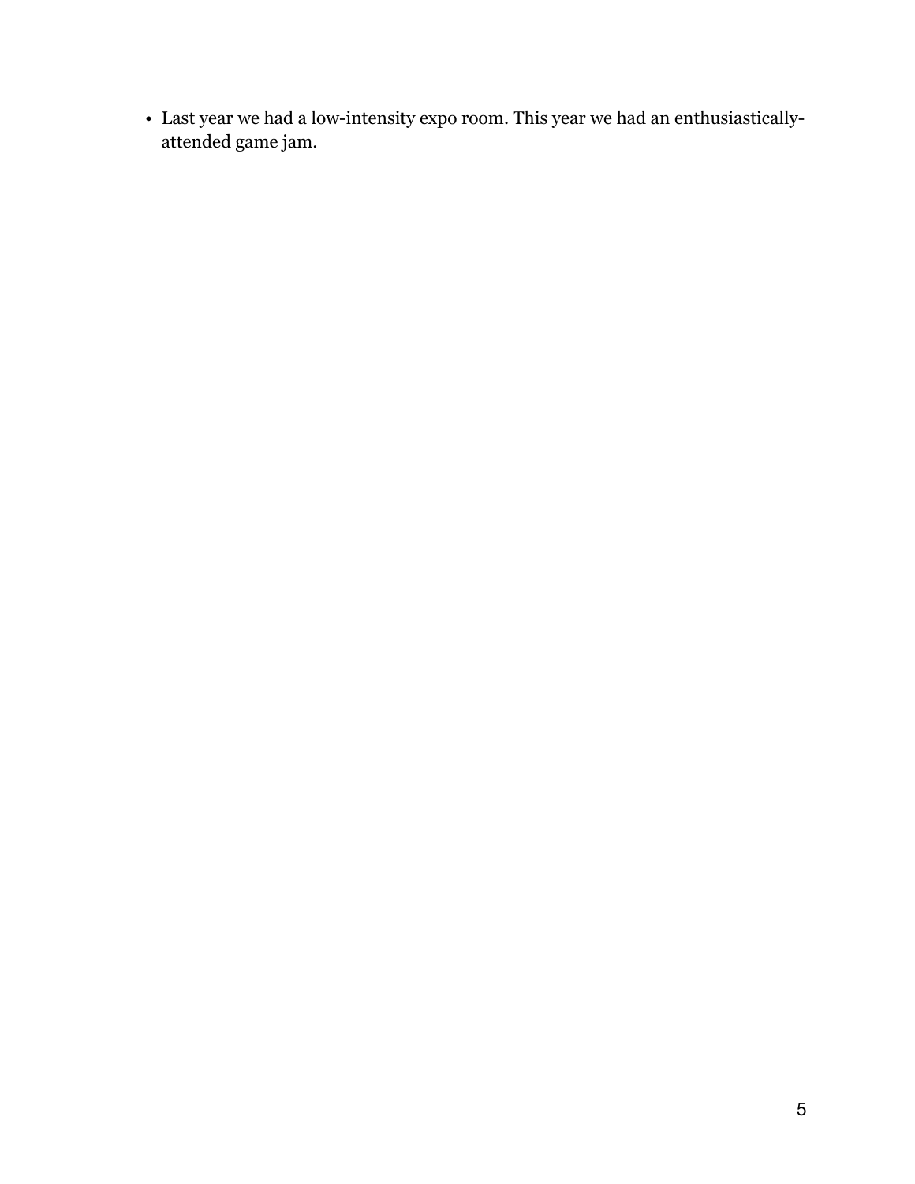- Last year we had a low-intensity expo room. This year we had an enthusiastically-attended game jam.